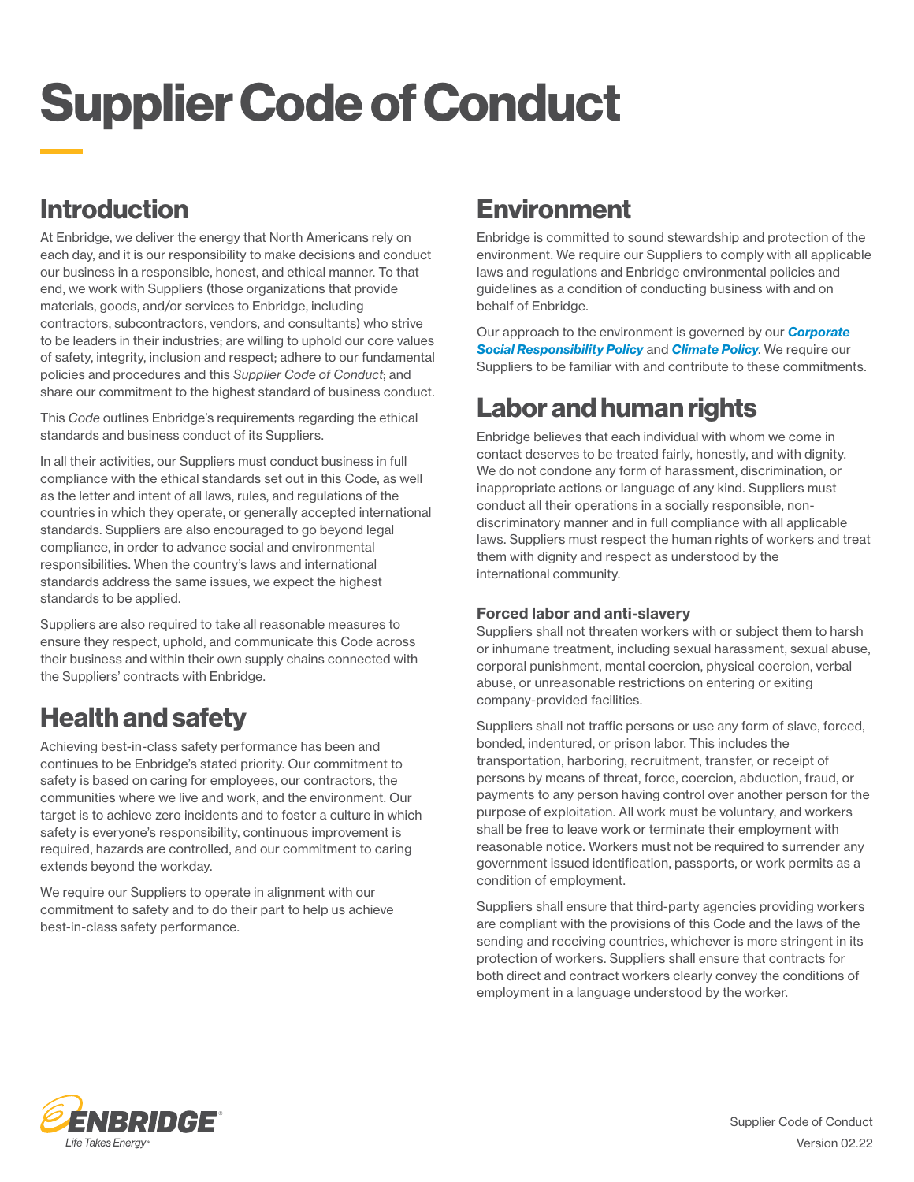# Supplier Code of Conduct

## Introduction

At Enbridge, we deliver the energy that North Americans rely on each day, and it is our responsibility to make decisions and conduct our business in a responsible, honest, and ethical manner. To that end, we work with Suppliers (those organizations that provide materials, goods, and/or services to Enbridge, including contractors, subcontractors, vendors, and consultants) who strive to be leaders in their industries; are willing to uphold our core values of safety, integrity, inclusion and respect; adhere to our fundamental policies and procedures and this *Supplier Code of Conduct*; and share our commitment to the highest standard of business conduct.

This *Code* outlines Enbridge's requirements regarding the ethical standards and business conduct of its Suppliers.

In all their activities, our Suppliers must conduct business in full compliance with the ethical standards set out in this Code, as well as the letter and intent of all laws, rules, and regulations of the countries in which they operate, or generally accepted international standards. Suppliers are also encouraged to go beyond legal compliance, in order to advance social and environmental responsibilities. When the country's laws and international standards address the same issues, we expect the highest standards to be applied.

Suppliers are also required to take all reasonable measures to ensure they respect, uphold, and communicate this Code across their business and within their own supply chains connected with the Suppliers' contracts with Enbridge.

## Health and safety

Achieving best-in-class safety performance has been and continues to be Enbridge's stated priority. Our commitment to safety is based on caring for employees, our contractors, the communities where we live and work, and the environment. Our target is to achieve zero incidents and to foster a culture in which safety is everyone's responsibility, continuous improvement is required, hazards are controlled, and our commitment to caring extends beyond the workday.

We require our Suppliers to operate in alignment with our commitment to safety and to do their part to help us achieve best-in-class safety performance.

## Environment

Enbridge is committed to sound stewardship and protection of the environment. We require our Suppliers to comply with all applicable laws and regulations and Enbridge environmental policies and guidelines as a condition of conducting business with and on behalf of Enbridge.

Our approach to the environment is governed by our ***Corporate Social Responsibility Policy*** and ***Climate Policy***. We require our Suppliers to be familiar with and contribute to these commitments.

## Labor and human rights

Enbridge believes that each individual with whom we come in contact deserves to be treated fairly, honestly, and with dignity. We do not condone any form of harassment, discrimination, or inappropriate actions or language of any kind. Suppliers must conduct all their operations in a socially responsible, non-discriminatory manner and in full compliance with all applicable laws. Suppliers must respect the human rights of workers and treat them with dignity and respect as understood by the international community.

### Forced labor and anti-slavery

Suppliers shall not threaten workers with or subject them to harsh or inhumane treatment, including sexual harassment, sexual abuse, corporal punishment, mental coercion, physical coercion, verbal abuse, or unreasonable restrictions on entering or exiting company-provided facilities.

Suppliers shall not traffic persons or use any form of slave, forced, bonded, indentured, or prison labor. This includes the transportation, harboring, recruitment, transfer, or receipt of persons by means of threat, force, coercion, abduction, fraud, or payments to any person having control over another person for the purpose of exploitation. All work must be voluntary, and workers shall be free to leave work or terminate their employment with reasonable notice. Workers must not be required to surrender any government issued identification, passports, or work permits as a condition of employment.

Suppliers shall ensure that third-party agencies providing workers are compliant with the provisions of this Code and the laws of the sending and receiving countries, whichever is more stringent in its protection of workers. Suppliers shall ensure that contracts for both direct and contract workers clearly convey the conditions of employment in a language understood by the worker.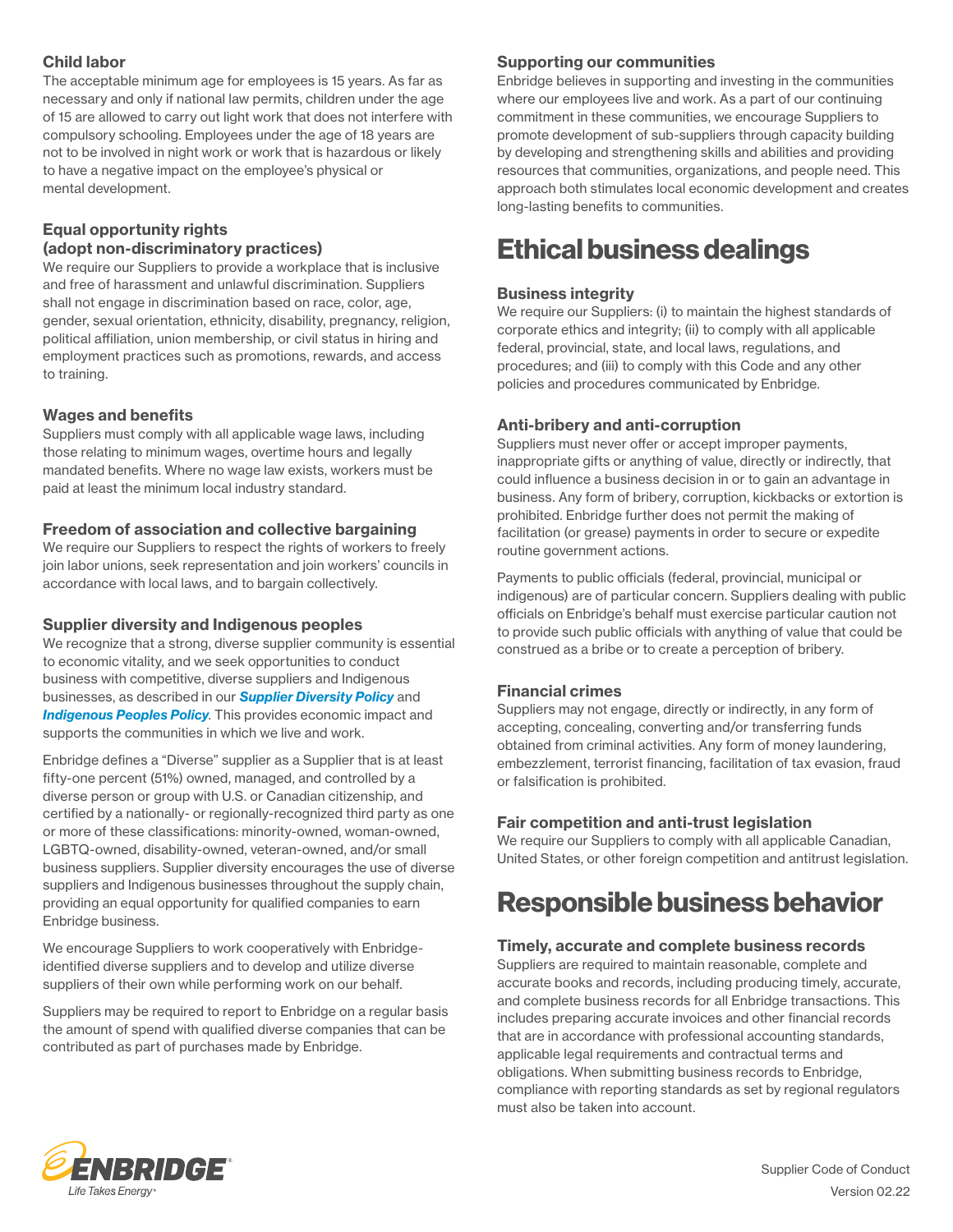### Child labor

The acceptable minimum age for employees is 15 years. As far as necessary and only if national law permits, children under the age of 15 are allowed to carry out light work that does not interfere with compulsory schooling. Employees under the age of 18 years are not to be involved in night work or work that is hazardous or likely to have a negative impact on the employee's physical or mental development.

### Equal opportunity rights (adopt non-discriminatory practices)

We require our Suppliers to provide a workplace that is inclusive and free of harassment and unlawful discrimination. Suppliers shall not engage in discrimination based on race, color, age, gender, sexual orientation, ethnicity, disability, pregnancy, religion, political affiliation, union membership, or civil status in hiring and employment practices such as promotions, rewards, and access to training.

### Wages and benefits

Suppliers must comply with all applicable wage laws, including those relating to minimum wages, overtime hours and legally mandated benefits. Where no wage law exists, workers must be paid at least the minimum local industry standard.

### Freedom of association and collective bargaining

We require our Suppliers to respect the rights of workers to freely join labor unions, seek representation and join workers' councils in accordance with local laws, and to bargain collectively.

### Supplier diversity and Indigenous peoples

We recognize that a strong, diverse supplier community is essential to economic vitality, and we seek opportunities to conduct business with competitive, diverse suppliers and Indigenous businesses, as described in our ***Supplier Diversity Policy*** and ***Indigenous Peoples Policy***. This provides economic impact and supports the communities in which we live and work.

Enbridge defines a "Diverse" supplier as a Supplier that is at least fifty-one percent (51%) owned, managed, and controlled by a diverse person or group with U.S. or Canadian citizenship, and certified by a nationally- or regionally-recognized third party as one or more of these classifications: minority-owned, woman-owned, LGBTQ-owned, disability-owned, veteran-owned, and/or small business suppliers. Supplier diversity encourages the use of diverse suppliers and Indigenous businesses throughout the supply chain, providing an equal opportunity for qualified companies to earn Enbridge business.

We encourage Suppliers to work cooperatively with Enbridge-identified diverse suppliers and to develop and utilize diverse suppliers of their own while performing work on our behalf.

Suppliers may be required to report to Enbridge on a regular basis the amount of spend with qualified diverse companies that can be contributed as part of purchases made by Enbridge.

### Supporting our communities

Enbridge believes in supporting and investing in the communities where our employees live and work. As a part of our continuing commitment in these communities, we encourage Suppliers to promote development of sub-suppliers through capacity building by developing and strengthening skills and abilities and providing resources that communities, organizations, and people need. This approach both stimulates local economic development and creates long-lasting benefits to communities.

## Ethical business dealings

### Business integrity

We require our Suppliers: (i) to maintain the highest standards of corporate ethics and integrity; (ii) to comply with all applicable federal, provincial, state, and local laws, regulations, and procedures; and (iii) to comply with this Code and any other policies and procedures communicated by Enbridge.

### Anti-bribery and anti-corruption

Suppliers must never offer or accept improper payments, inappropriate gifts or anything of value, directly or indirectly, that could influence a business decision in or to gain an advantage in business. Any form of bribery, corruption, kickbacks or extortion is prohibited. Enbridge further does not permit the making of facilitation (or grease) payments in order to secure or expedite routine government actions.

Payments to public officials (federal, provincial, municipal or indigenous) are of particular concern. Suppliers dealing with public officials on Enbridge's behalf must exercise particular caution not to provide such public officials with anything of value that could be construed as a bribe or to create a perception of bribery.

### Financial crimes

Suppliers may not engage, directly or indirectly, in any form of accepting, concealing, converting and/or transferring funds obtained from criminal activities. Any form of money laundering, embezzlement, terrorist financing, facilitation of tax evasion, fraud or falsification is prohibited.

### Fair competition and anti-trust legislation

We require our Suppliers to comply with all applicable Canadian, United States, or other foreign competition and antitrust legislation.

## Responsible business behavior

### Timely, accurate and complete business records

Suppliers are required to maintain reasonable, complete and accurate books and records, including producing timely, accurate, and complete business records for all Enbridge transactions. This includes preparing accurate invoices and other financial records that are in accordance with professional accounting standards, applicable legal requirements and contractual terms and obligations. When submitting business records to Enbridge, compliance with reporting standards as set by regional regulators must also be taken into account.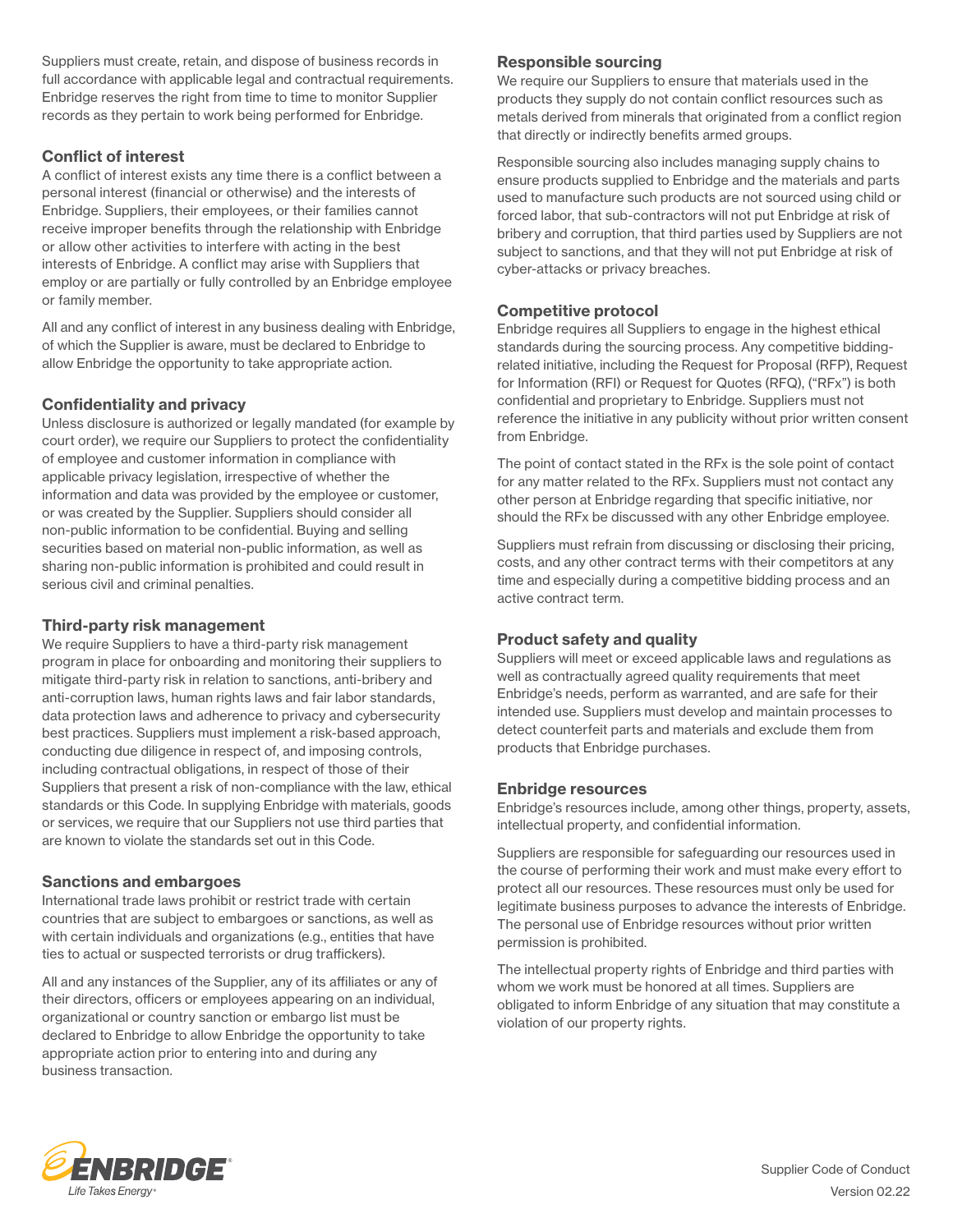Suppliers must create, retain, and dispose of business records in full accordance with applicable legal and contractual requirements. Enbridge reserves the right from time to time to monitor Supplier records as they pertain to work being performed for Enbridge.

### Conflict of interest

A conflict of interest exists any time there is a conflict between a personal interest (financial or otherwise) and the interests of Enbridge. Suppliers, their employees, or their families cannot receive improper benefits through the relationship with Enbridge or allow other activities to interfere with acting in the best interests of Enbridge. A conflict may arise with Suppliers that employ or are partially or fully controlled by an Enbridge employee or family member.

All and any conflict of interest in any business dealing with Enbridge, of which the Supplier is aware, must be declared to Enbridge to allow Enbridge the opportunity to take appropriate action.

### Confidentiality and privacy

Unless disclosure is authorized or legally mandated (for example by court order), we require our Suppliers to protect the confidentiality of employee and customer information in compliance with applicable privacy legislation, irrespective of whether the information and data was provided by the employee or customer, or was created by the Supplier. Suppliers should consider all non-public information to be confidential. Buying and selling securities based on material non-public information, as well as sharing non-public information is prohibited and could result in serious civil and criminal penalties.

### Third-party risk management

We require Suppliers to have a third-party risk management program in place for onboarding and monitoring their suppliers to mitigate third-party risk in relation to sanctions, anti-bribery and anti-corruption laws, human rights laws and fair labor standards, data protection laws and adherence to privacy and cybersecurity best practices. Suppliers must implement a risk-based approach, conducting due diligence in respect of, and imposing controls, including contractual obligations, in respect of those of their Suppliers that present a risk of non-compliance with the law, ethical standards or this Code. In supplying Enbridge with materials, goods or services, we require that our Suppliers not use third parties that are known to violate the standards set out in this Code.

### Sanctions and embargoes

International trade laws prohibit or restrict trade with certain countries that are subject to embargoes or sanctions, as well as with certain individuals and organizations (e.g., entities that have ties to actual or suspected terrorists or drug traffickers).

All and any instances of the Supplier, any of its affiliates or any of their directors, officers or employees appearing on an individual, organizational or country sanction or embargo list must be declared to Enbridge to allow Enbridge the opportunity to take appropriate action prior to entering into and during any business transaction.

### Responsible sourcing

We require our Suppliers to ensure that materials used in the products they supply do not contain conflict resources such as metals derived from minerals that originated from a conflict region that directly or indirectly benefits armed groups.

Responsible sourcing also includes managing supply chains to ensure products supplied to Enbridge and the materials and parts used to manufacture such products are not sourced using child or forced labor, that sub-contractors will not put Enbridge at risk of bribery and corruption, that third parties used by Suppliers are not subject to sanctions, and that they will not put Enbridge at risk of cyber-attacks or privacy breaches.

### Competitive protocol

Enbridge requires all Suppliers to engage in the highest ethical standards during the sourcing process. Any competitive bidding-related initiative, including the Request for Proposal (RFP), Request for Information (RFI) or Request for Quotes (RFQ), ("RFx") is both confidential and proprietary to Enbridge. Suppliers must not reference the initiative in any publicity without prior written consent from Enbridge.

The point of contact stated in the RFx is the sole point of contact for any matter related to the RFx. Suppliers must not contact any other person at Enbridge regarding that specific initiative, nor should the RFx be discussed with any other Enbridge employee.

Suppliers must refrain from discussing or disclosing their pricing, costs, and any other contract terms with their competitors at any time and especially during a competitive bidding process and an active contract term.

### Product safety and quality

Suppliers will meet or exceed applicable laws and regulations as well as contractually agreed quality requirements that meet Enbridge's needs, perform as warranted, and are safe for their intended use. Suppliers must develop and maintain processes to detect counterfeit parts and materials and exclude them from products that Enbridge purchases.

### Enbridge resources

Enbridge's resources include, among other things, property, assets, intellectual property, and confidential information.

Suppliers are responsible for safeguarding our resources used in the course of performing their work and must make every effort to protect all our resources. These resources must only be used for legitimate business purposes to advance the interests of Enbridge. The personal use of Enbridge resources without prior written permission is prohibited.

The intellectual property rights of Enbridge and third parties with whom we work must be honored at all times. Suppliers are obligated to inform Enbridge of any situation that may constitute a violation of our property rights.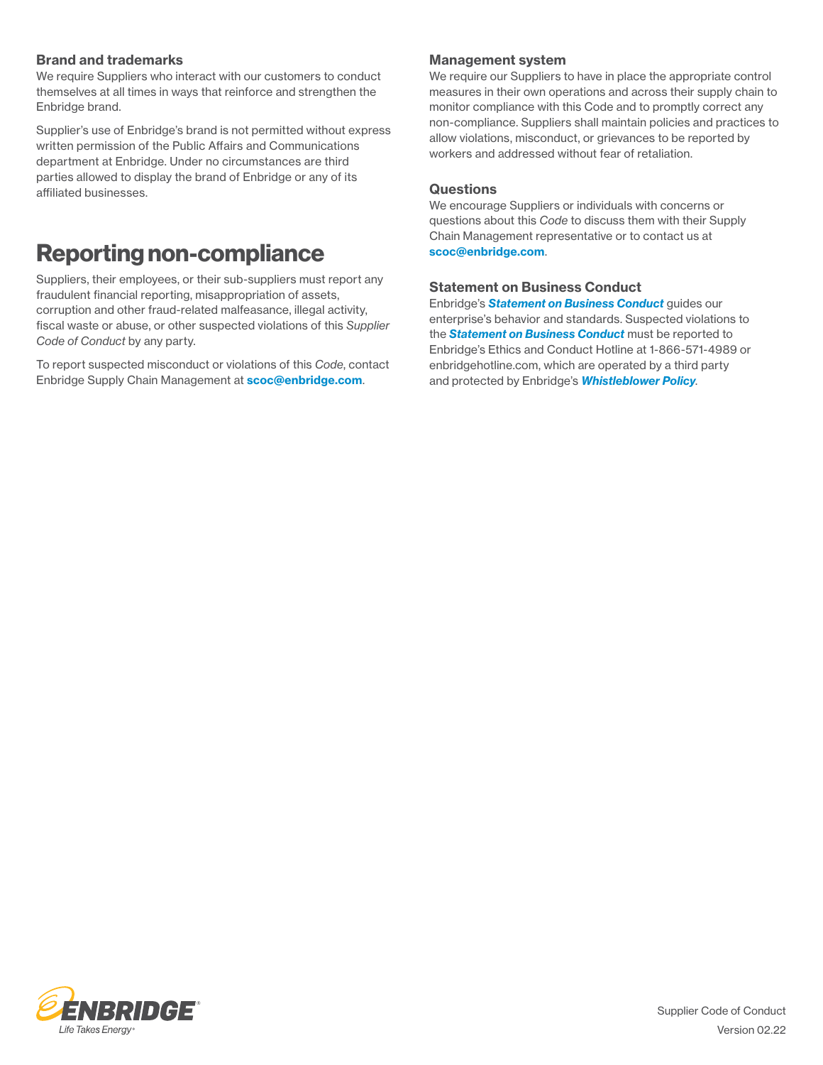### Brand and trademarks

We require Suppliers who interact with our customers to conduct themselves at all times in ways that reinforce and strengthen the Enbridge brand.

Supplier's use of Enbridge's brand is not permitted without express written permission of the Public Affairs and Communications department at Enbridge. Under no circumstances are third parties allowed to display the brand of Enbridge or any of its affiliated businesses.

## Reporting non-compliance

Suppliers, their employees, or their sub-suppliers must report any fraudulent financial reporting, misappropriation of assets, corruption and other fraud-related malfeasance, illegal activity, fiscal waste or abuse, or other suspected violations of this *Supplier Code of Conduct* by any party.

To report suspected misconduct or violations of this *Code*, contact Enbridge Supply Chain Management at **scoc@enbridge.com**.

### Management system

We require our Suppliers to have in place the appropriate control measures in their own operations and across their supply chain to monitor compliance with this Code and to promptly correct any non-compliance. Suppliers shall maintain policies and practices to allow violations, misconduct, or grievances to be reported by workers and addressed without fear of retaliation.

### Questions

We encourage Suppliers or individuals with concerns or questions about this *Code* to discuss them with their Supply Chain Management representative or to contact us at **scoc@enbridge.com**.

### Statement on Business Conduct

Enbridge's ***Statement on Business Conduct*** guides our enterprise's behavior and standards. Suspected violations to the ***Statement on Business Conduct*** must be reported to Enbridge's Ethics and Conduct Hotline at 1-866-571-4989 or enbridgehotline.com, which are operated by a third party and protected by Enbridge's ***Whistleblower Policy***.